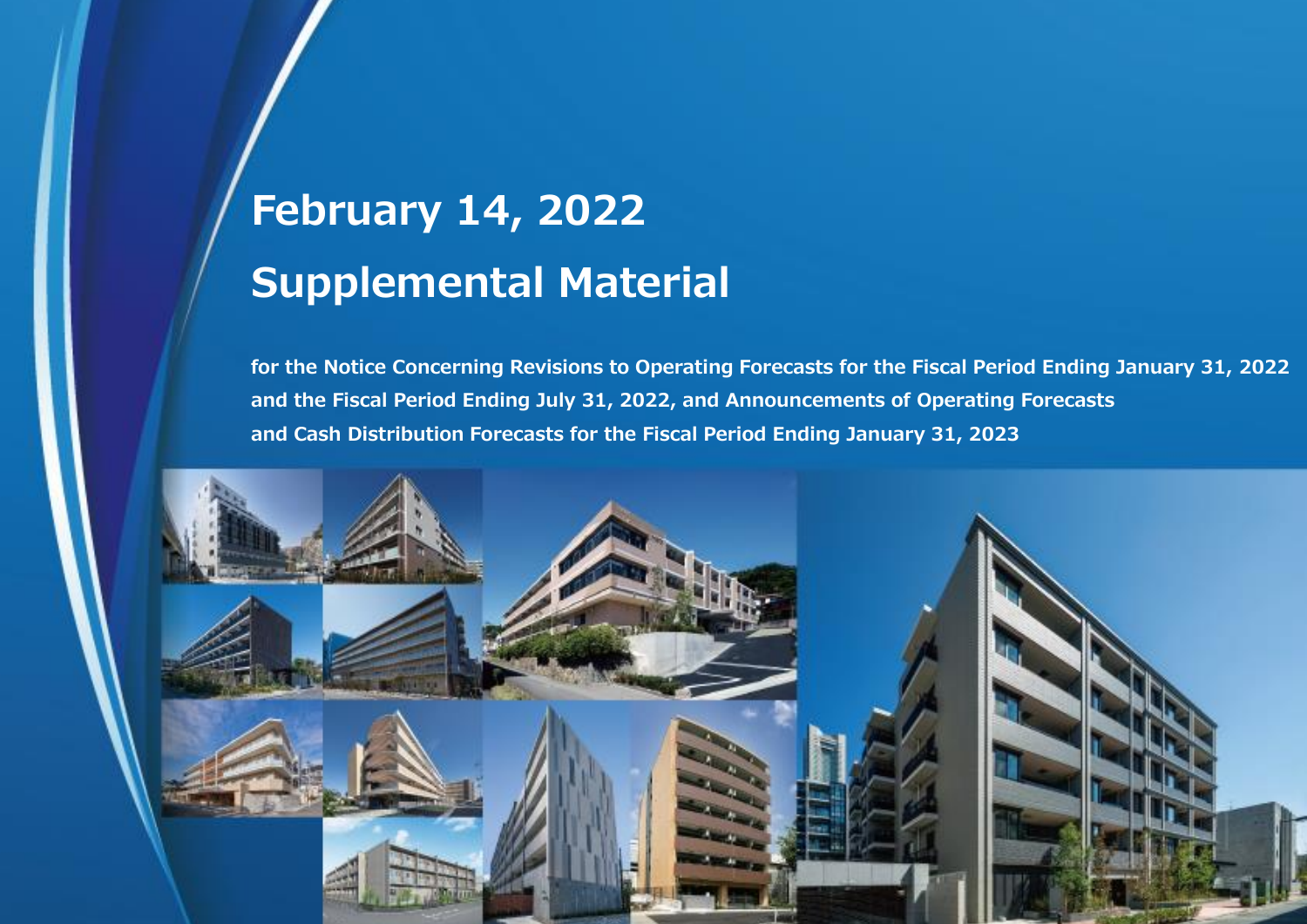# February 14, 2022

# Supplemental Material

**for the Notice Concerning Revisions to Operating Forecasts for the Fiscal Period Ending January 31, 2022 and the Fiscal Period Ending July 31, 2022, and Announcements of Operating Forecasts and Cash Distribution Forecasts for the Fiscal Period Ending January 31, 2023**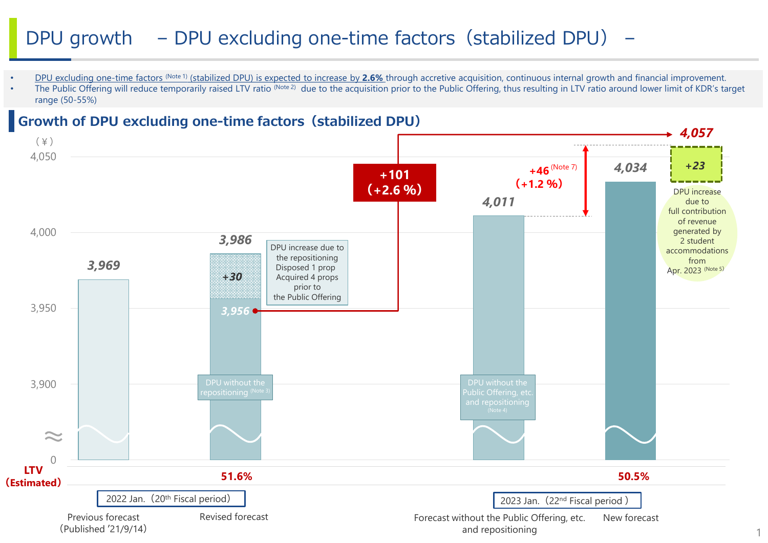# DPU growth – DPU excluding one-time factors（stabilized DPU）–

- DPU excluding one-time factors (Note 1) (stabilized DPU) is expected to increase by **2.6%** through accretive acquisition, continuous internal growth and financial improvement.
- The Public Offering will reduce temporarily raised LTV ratio (Note 2) due to the acquisition prior to the Public Offering, thus resulting in LTV ratio around lower limit of KDR's target range (50-55%)

## Growth of DPU excluding one-time factors（stabilized DPU）

(¥)

| | 2022 Jan.（20th Fiscal period） | | 2023 Jan.（22nd Fiscal period） | |
|---|---|---|---|---|
| | Previous forecast (Published '21/9/14) | Revised forecast | Forecast without the Public Offering, etc. and repositioning | New forecast |
| DPU | 3,969 | 3,986 (3,956 DPU without the repositioning (Note 3) + 30) | 4,011 (DPU without the Public Offering, etc. and repositioning (Note 4)) | 4,034 (+23 → 4,057) |
| LTV (Estimated) | | 51.6% | | 50.5% |

- +30: DPU increase due to the repositioning Disposed 1 prop Acquired 4 props prior to the Public Offering
- +46 (Note 7) (+1.2 %)
- +23: DPU increase due to full contribution of revenue generated by 2 student accommodations from Apr. 2023 (Note 5)
- 3,956 → 4,057: **+101 (+2.6 %)**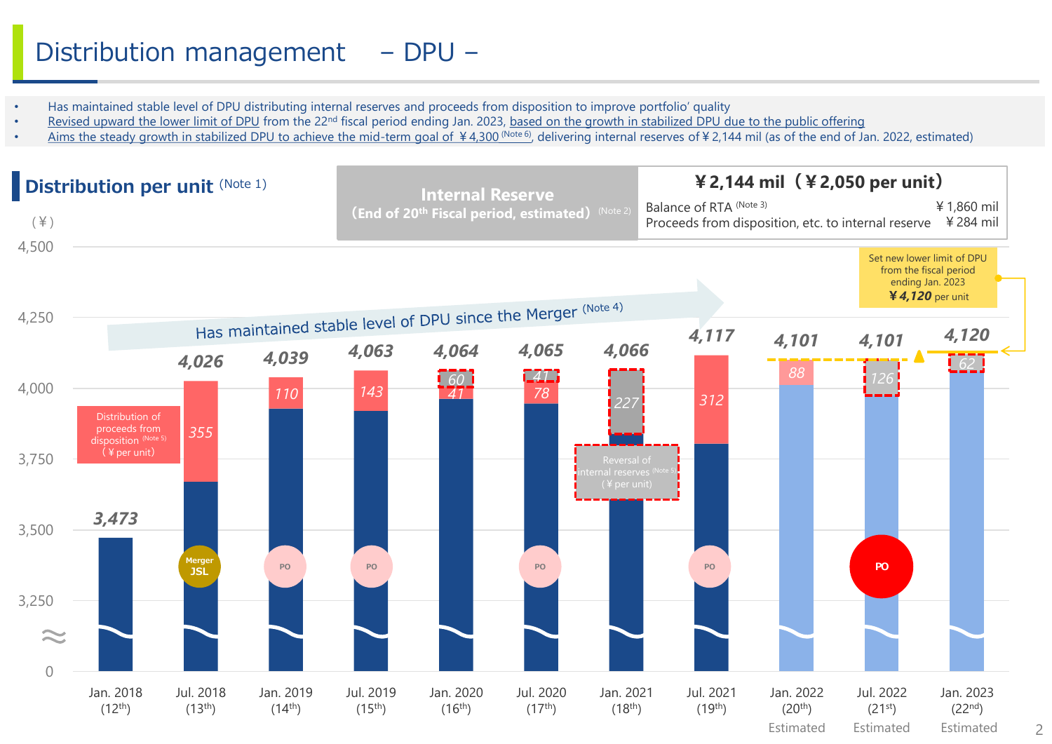# Distribution management – DPU –

- Has maintained stable level of DPU distributing internal reserves and proceeds from disposition to improve portfolio' quality
- Revised upward the lower limit of DPU from the 22nd fiscal period ending Jan. 2023, based on the growth in stabilized DPU due to the public offering
- Aims the steady growth in stabilized DPU to achieve the mid-term goal of ￥4,300 (Note 6), delivering internal reserves of ￥2,144 mil (as of the end of Jan. 2022, estimated)

## Distribution per unit (Note 1)

| Internal Reserve (End of 20th Fiscal period, estimated) (Note 2) | ￥2,144 mil（￥2,050 per unit） |
|---|---|
| Balance of RTA (Note 3) | ￥1,860 mil |
| Proceeds from disposition, etc. to internal reserve | ￥284 mil |

Has maintained stable level of DPU since the Merger (Note 4)

Set new lower limit of DPU from the fiscal period ending Jan. 2023 ￥4,120 per unit

| Period | DPU (￥) | Distribution of proceeds from disposition (Note 5) (￥ per unit) | Reversal of internal reserves (Note 5) (￥ per unit) | Event |
|---|---|---|---|---|
| Jan. 2018 (12th) | 3,473 | | | |
| Jul. 2018 (13th) | 4,026 | 355 | | Merger JSL |
| Jan. 2019 (14th) | 4,039 | 110 | | PO |
| Jul. 2019 (15th) | 4,063 | 143 | | PO |
| Jan. 2020 (16th) | 4,064 | 41 | 60 | |
| Jul. 2020 (17th) | 4,065 | 78 | 41 | PO |
| Jan. 2021 (18th) | 4,066 | | 227 | |
| Jul. 2021 (19th) | 4,117 | 312 | | PO |
| Jan. 2022 (20th) Estimated | 4,101 | 88 | | |
| Jul. 2022 (21st) Estimated | 4,101 | | 126 | PO |
| Jan. 2023 (22nd) Estimated | 4,120 | | 62 | |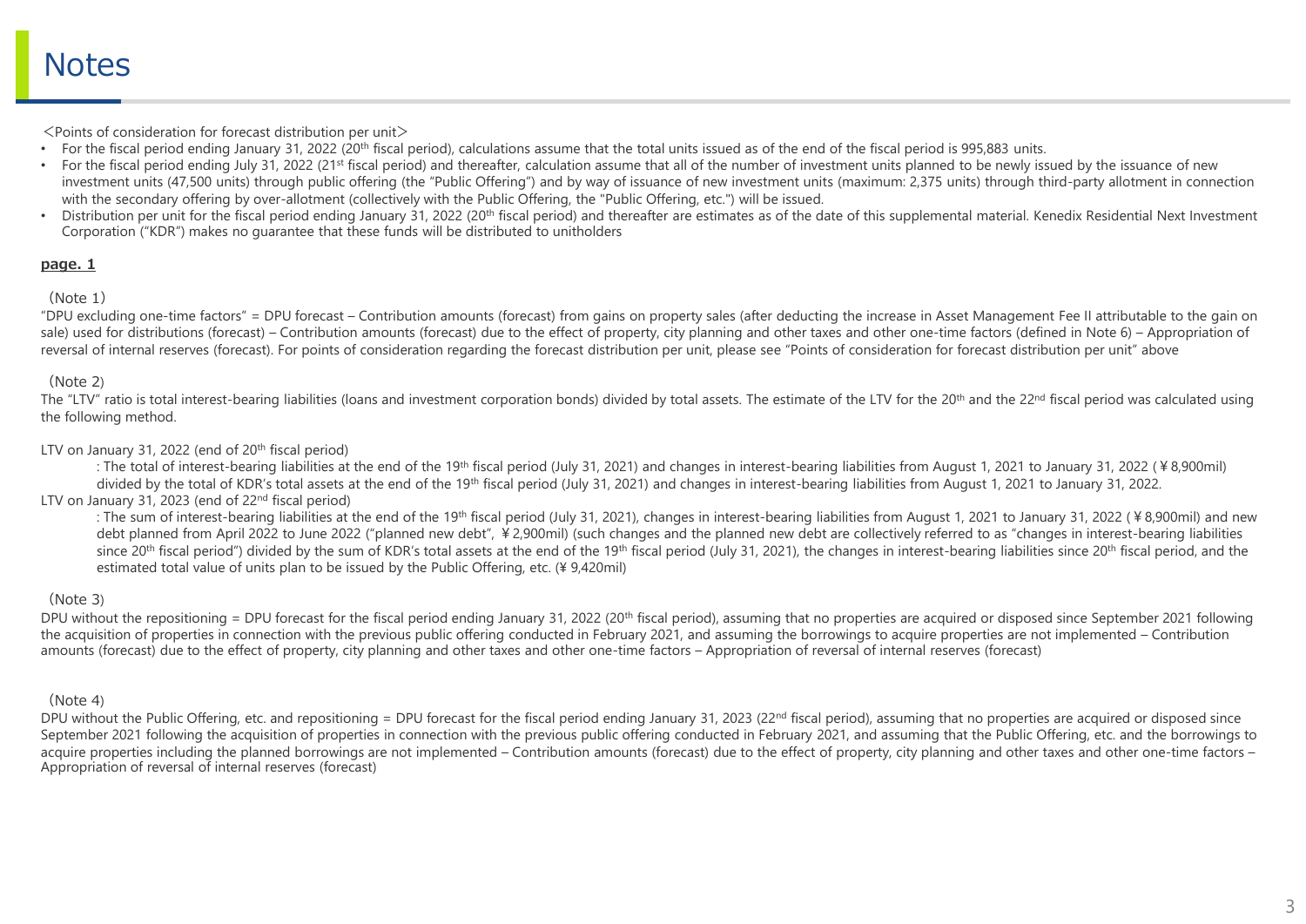# Notes

<Points of consideration for forecast distribution per unit>

- For the fiscal period ending January 31, 2022 (20th fiscal period), calculations assume that the total units issued as of the end of the fiscal period is 995,883 units.
- For the fiscal period ending July 31, 2022 (21st fiscal period) and thereafter, calculation assume that all of the number of investment units planned to be newly issued by the issuance of new investment units (47,500 units) through public offering (the "Public Offering") and by way of issuance of new investment units (maximum: 2,375 units) through third-party allotment in connection with the secondary offering by over-allotment (collectively with the Public Offering, the "Public Offering, etc.") will be issued.
- Distribution per unit for the fiscal period ending January 31, 2022 (20th fiscal period) and thereafter are estimates as of the date of this supplemental material. Kenedix Residential Next Investment Corporation ("KDR") makes no guarantee that these funds will be distributed to unitholders

**page. 1**

（Note 1）

"DPU excluding one-time factors" = DPU forecast – Contribution amounts (forecast) from gains on property sales (after deducting the increase in Asset Management Fee II attributable to the gain on sale) used for distributions (forecast) – Contribution amounts (forecast) due to the effect of property, city planning and other taxes and other one-time factors (defined in Note 6) – Appropriation of reversal of internal reserves (forecast). For points of consideration regarding the forecast distribution per unit, please see "Points of consideration for forecast distribution per unit" above

（Note 2）

The "LTV" ratio is total interest-bearing liabilities (loans and investment corporation bonds) divided by total assets. The estimate of the LTV for the 20th and the 22nd fiscal period was calculated using the following method.

LTV on January 31, 2022 (end of 20th fiscal period)

: The total of interest-bearing liabilities at the end of the 19th fiscal period (July 31, 2021) and changes in interest-bearing liabilities from August 1, 2021 to January 31, 2022 (￥8,900mil) divided by the total of KDR's total assets at the end of the 19th fiscal period (July 31, 2021) and changes in interest-bearing liabilities from August 1, 2021 to January 31, 2022.

LTV on January 31, 2023 (end of 22nd fiscal period)

: The sum of interest-bearing liabilities at the end of the 19th fiscal period (July 31, 2021), changes in interest-bearing liabilities from August 1, 2021 to January 31, 2022 (￥8,900mil) and new debt planned from April 2022 to June 2022 ("planned new debt", ￥2,900mil) (such changes and the planned new debt are collectively referred to as "changes in interest-bearing liabilities since 20th fiscal period") divided by the sum of KDR's total assets at the end of the 19th fiscal period (July 31, 2021), the changes in interest-bearing liabilities since 20th fiscal period, and the estimated total value of units plan to be issued by the Public Offering, etc. (￥9,420mil)

（Note 3）

DPU without the repositioning = DPU forecast for the fiscal period ending January 31, 2022 (20th fiscal period), assuming that no properties are acquired or disposed since September 2021 following the acquisition of properties in connection with the previous public offering conducted in February 2021, and assuming the borrowings to acquire properties are not implemented – Contribution amounts (forecast) due to the effect of property, city planning and other taxes and other one-time factors – Appropriation of reversal of internal reserves (forecast)

（Note 4）

DPU without the Public Offering, etc. and repositioning = DPU forecast for the fiscal period ending January 31, 2023 (22nd fiscal period), assuming that no properties are acquired or disposed since September 2021 following the acquisition of properties in connection with the previous public offering conducted in February 2021, and assuming that the Public Offering, etc. and the borrowings to acquire properties including the planned borrowings are not implemented – Contribution amounts (forecast) due to the effect of property, city planning and other taxes and other one-time factors – Appropriation of reversal of internal reserves (forecast)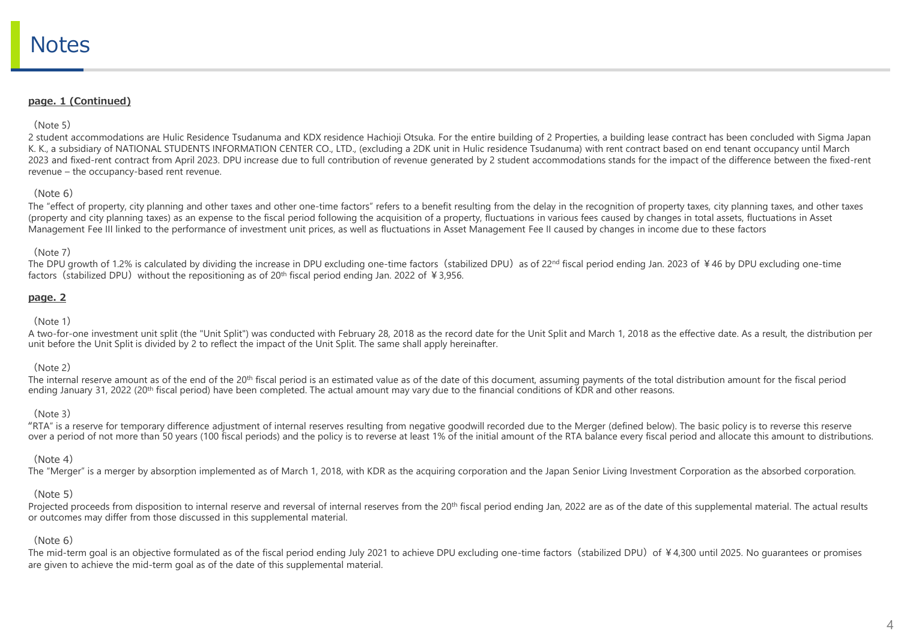# Notes

**page. 1 (Continued)**

（Note 5）

2 student accommodations are Hulic Residence Tsudanuma and KDX residence Hachioji Otsuka. For the entire building of 2 Properties, a building lease contract has been concluded with Sigma Japan K. K., a subsidiary of NATIONAL STUDENTS INFORMATION CENTER CO., LTD., (excluding a 2DK unit in Hulic residence Tsudanuma) with rent contract based on end tenant occupancy until March 2023 and fixed-rent contract from April 2023. DPU increase due to full contribution of revenue generated by 2 student accommodations stands for the impact of the difference between the fixed-rent revenue – the occupancy-based rent revenue.

（Note 6）

The “effect of property, city planning and other taxes and other one-time factors” refers to a benefit resulting from the delay in the recognition of property taxes, city planning taxes, and other taxes (property and city planning taxes) as an expense to the fiscal period following the acquisition of a property, fluctuations in various fees caused by changes in total assets, fluctuations in Asset Management Fee III linked to the performance of investment unit prices, as well as fluctuations in Asset Management Fee II caused by changes in income due to these factors

（Note 7）

The DPU growth of 1.2% is calculated by dividing the increase in DPU excluding one-time factors（stabilized DPU）as of 22nd fiscal period ending Jan. 2023 of ￥46 by DPU excluding one-time factors（stabilized DPU）without the repositioning as of 20th fiscal period ending Jan. 2022 of ￥3,956.

**page. 2**

（Note 1）

A two-for-one investment unit split (the "Unit Split") was conducted with February 28, 2018 as the record date for the Unit Split and March 1, 2018 as the effective date. As a result, the distribution per unit before the Unit Split is divided by 2 to reflect the impact of the Unit Split. The same shall apply hereinafter.

（Note 2）

The internal reserve amount as of the end of the 20th fiscal period is an estimated value as of the date of this document, assuming payments of the total distribution amount for the fiscal period ending January 31, 2022 (20th fiscal period) have been completed. The actual amount may vary due to the financial conditions of KDR and other reasons.

（Note 3）

“RTA” is a reserve for temporary difference adjustment of internal reserves resulting from negative goodwill recorded due to the Merger (defined below). The basic policy is to reverse this reserve over a period of not more than 50 years (100 fiscal periods) and the policy is to reverse at least 1% of the initial amount of the RTA balance every fiscal period and allocate this amount to distributions.

（Note 4）

The “Merger” is a merger by absorption implemented as of March 1, 2018, with KDR as the acquiring corporation and the Japan Senior Living Investment Corporation as the absorbed corporation.

（Note 5）

Projected proceeds from disposition to internal reserve and reversal of internal reserves from the 20th fiscal period ending Jan, 2022 are as of the date of this supplemental material. The actual results or outcomes may differ from those discussed in this supplemental material.

（Note 6）

The mid-term goal is an objective formulated as of the fiscal period ending July 2021 to achieve DPU excluding one-time factors（stabilized DPU）of ￥4,300 until 2025. No guarantees or promises are given to achieve the mid-term goal as of the date of this supplemental material.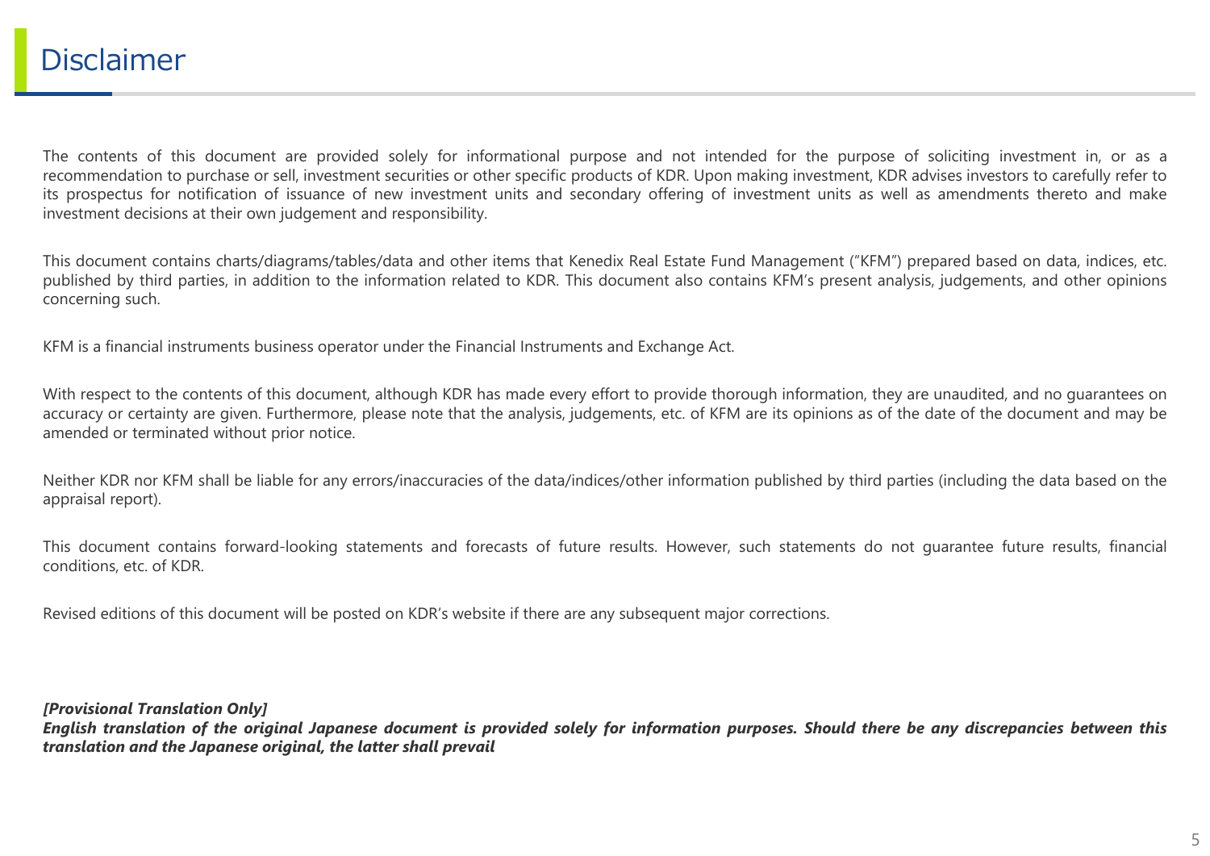# Disclaimer

The contents of this document are provided solely for informational purpose and not intended for the purpose of soliciting investment in, or as a recommendation to purchase or sell, investment securities or other specific products of KDR. Upon making investment, KDR advises investors to carefully refer to its prospectus for notification of issuance of new investment units and secondary offering of investment units as well as amendments thereto and make investment decisions at their own judgement and responsibility.

This document contains charts/diagrams/tables/data and other items that Kenedix Real Estate Fund Management ("KFM") prepared based on data, indices, etc. published by third parties, in addition to the information related to KDR. This document also contains KFM's present analysis, judgements, and other opinions concerning such.

KFM is a financial instruments business operator under the Financial Instruments and Exchange Act.

With respect to the contents of this document, although KDR has made every effort to provide thorough information, they are unaudited, and no guarantees on accuracy or certainty are given. Furthermore, please note that the analysis, judgements, etc. of KFM are its opinions as of the date of the document and may be amended or terminated without prior notice.

Neither KDR nor KFM shall be liable for any errors/inaccuracies of the data/indices/other information published by third parties (including the data based on the appraisal report).

This document contains forward-looking statements and forecasts of future results. However, such statements do not guarantee future results, financial conditions, etc. of KDR.

Revised editions of this document will be posted on KDR's website if there are any subsequent major corrections.

***[Provisional Translation Only]***
***English translation of the original Japanese document is provided solely for information purposes. Should there be any discrepancies between this translation and the Japanese original, the latter shall prevail***